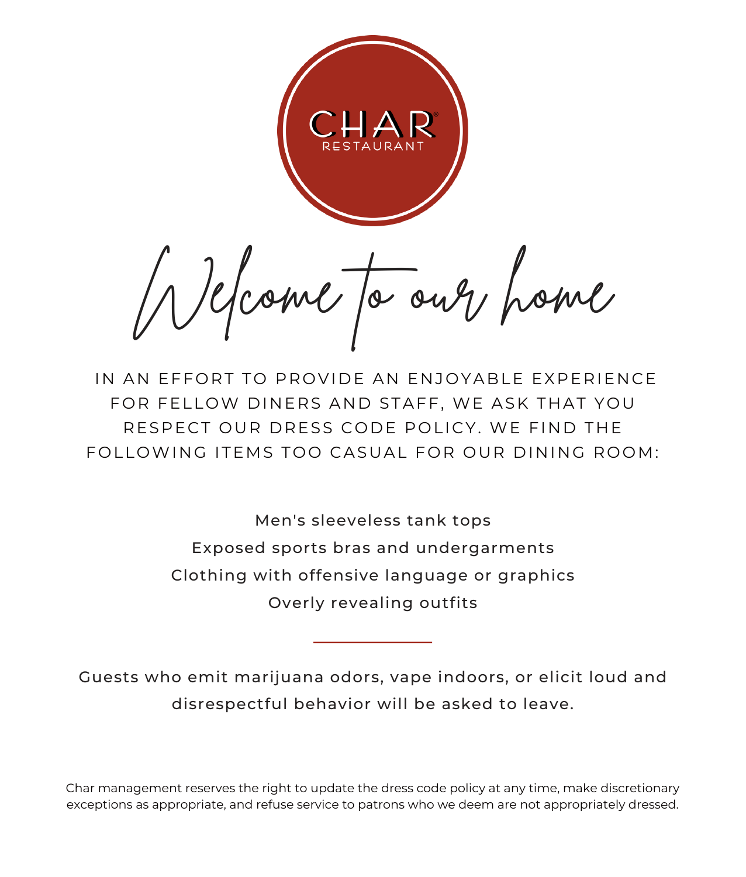CHAR RESTAURANT

# Welcome to our home

IN AN EFFORT TO PROVIDE AN ENJOYABLE EXPERIENCE FOR FELLOW DINERS AND STAFF, WE ASK THAT YOU RESPECT OUR DRESS CODE POLICY. WE FIND THE FOLLOWING ITEMS TOO CASUAL FOR OUR DINING ROOM:

Men's sleeveless tank tops
Exposed sports bras and undergarments
Clothing with offensive language or graphics
Overly revealing outfits

---

Guests who emit marijuana odors, vape indoors, or elicit loud and disrespectful behavior will be asked to leave.

Char management reserves the right to update the dress code policy at any time, make discretionary exceptions as appropriate, and refuse service to patrons who we deem are not appropriately dressed.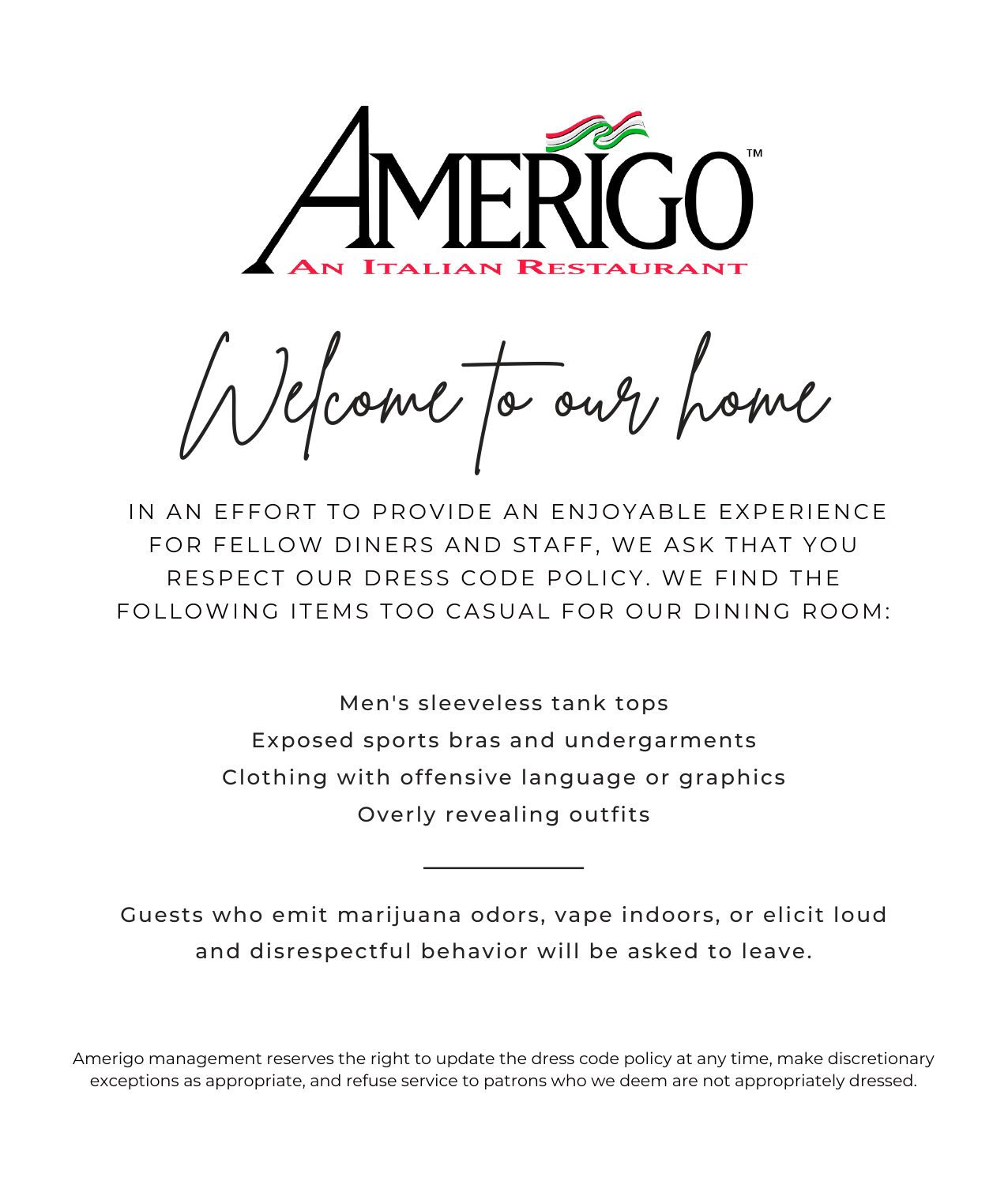# AMERIGO™

**AN ITALIAN RESTAURANT**

## *Welcome to our home*

IN AN EFFORT TO PROVIDE AN ENJOYABLE EXPERIENCE FOR FELLOW DINERS AND STAFF, WE ASK THAT YOU RESPECT OUR DRESS CODE POLICY. WE FIND THE FOLLOWING ITEMS TOO CASUAL FOR OUR DINING ROOM:

Men's sleeveless tank tops

Exposed sports bras and undergarments

Clothing with offensive language or graphics

Overly revealing outfits

---

Guests who emit marijuana odors, vape indoors, or elicit loud and disrespectful behavior will be asked to leave.

Amerigo management reserves the right to update the dress code policy at any time, make discretionary exceptions as appropriate, and refuse service to patrons who we deem are not appropriately dressed.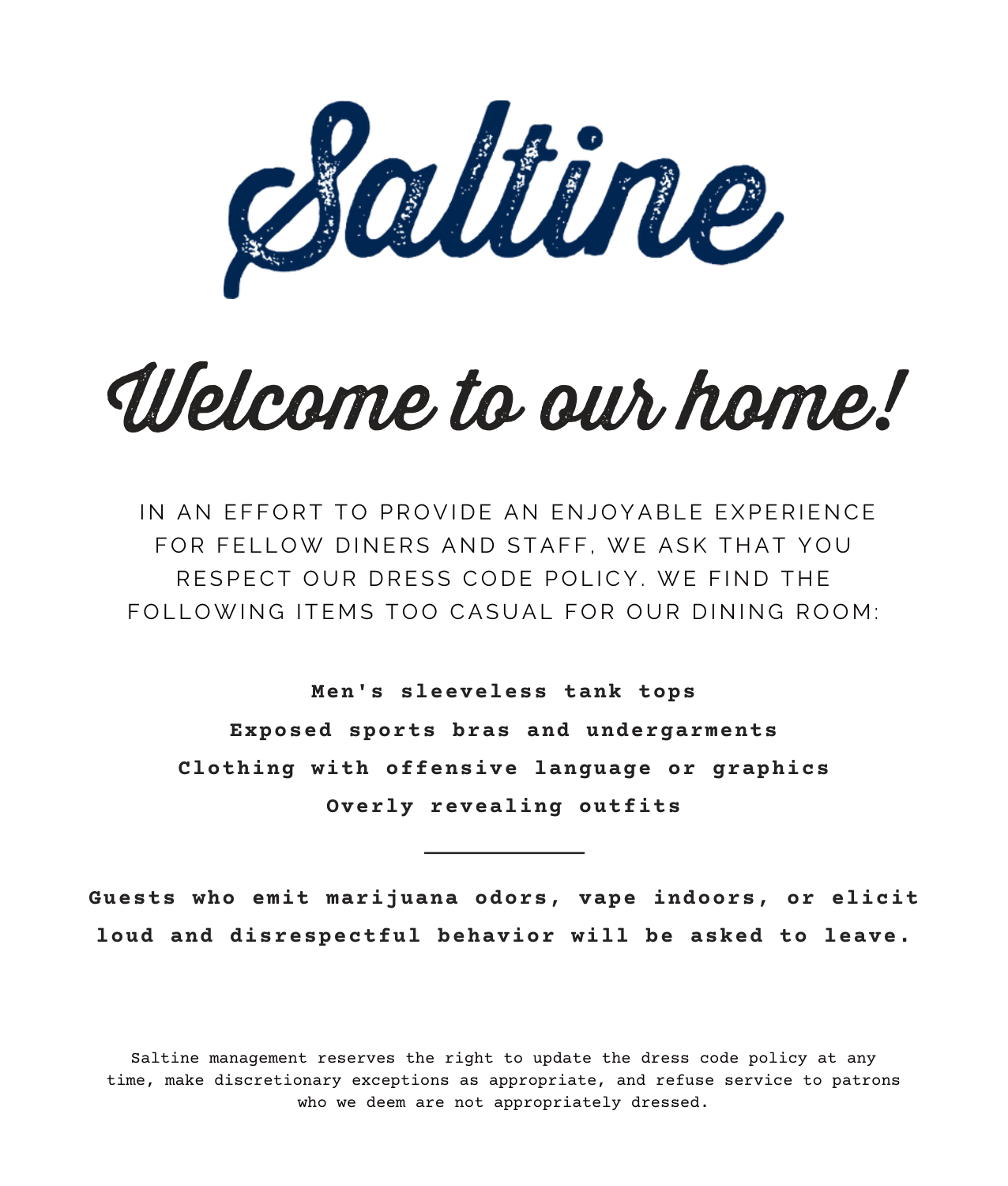# Saltine

## Welcome to our home!

IN AN EFFORT TO PROVIDE AN ENJOYABLE EXPERIENCE FOR FELLOW DINERS AND STAFF, WE ASK THAT YOU RESPECT OUR DRESS CODE POLICY. WE FIND THE FOLLOWING ITEMS TOO CASUAL FOR OUR DINING ROOM:

**Men's sleeveless tank tops**

**Exposed sports bras and undergarments**

**Clothing with offensive language or graphics**

**Overly revealing outfits**

---

**Guests who emit marijuana odors, vape indoors, or elicit loud and disrespectful behavior will be asked to leave.**

Saltine management reserves the right to update the dress code policy at any time, make discretionary exceptions as appropriate, and refuse service to patrons who we deem are not appropriately dressed.